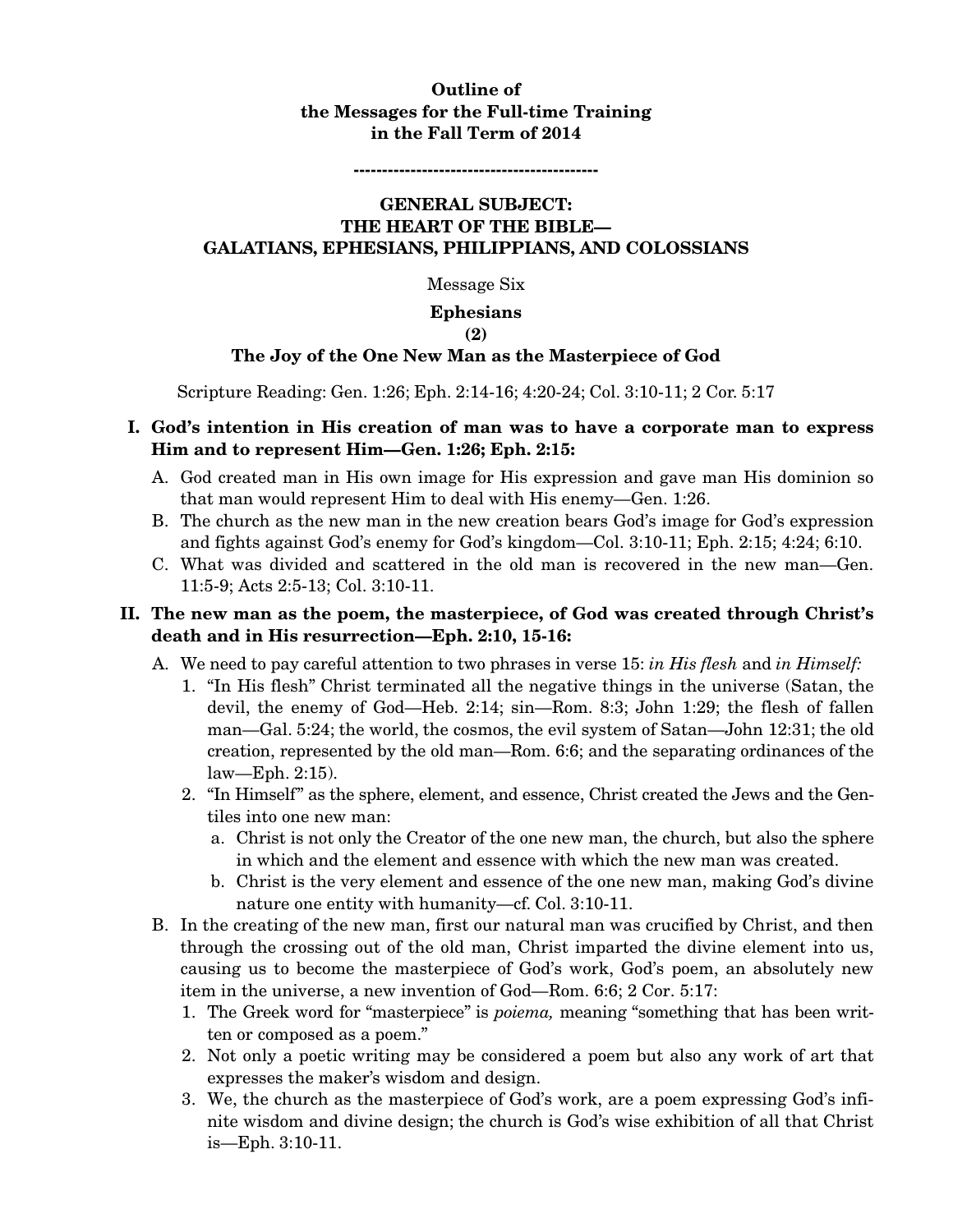**Outline of**
**the Messages for the Full-time Training**
**in the Fall Term of 2014**

------------------------------------------

# GENERAL SUBJECT: THE HEART OF THE BIBLE— GALATIANS, EPHESIANS, PHILIPPIANS, AND COLOSSIANS

Message Six

## Ephesians (2)

## The Joy of the One New Man as the Masterpiece of God

Scripture Reading: Gen. 1:26; Eph. 2:14-16; 4:20-24; Col. 3:10-11; 2 Cor. 5:17

**I. God's intention in His creation of man was to have a corporate man to express Him and to represent Him—Gen. 1:26; Eph. 2:15:**

A. God created man in His own image for His expression and gave man His dominion so that man would represent Him to deal with His enemy—Gen. 1:26.

B. The church as the new man in the new creation bears God's image for God's expression and fights against God's enemy for God's kingdom—Col. 3:10-11; Eph. 2:15; 4:24; 6:10.

C. What was divided and scattered in the old man is recovered in the new man—Gen. 11:5-9; Acts 2:5-13; Col. 3:10-11.

**II. The new man as the poem, the masterpiece, of God was created through Christ's death and in His resurrection—Eph. 2:10, 15-16:**

A. We need to pay careful attention to two phrases in verse 15: *in His flesh* and *in Himself:*

1. "In His flesh" Christ terminated all the negative things in the universe (Satan, the devil, the enemy of God—Heb. 2:14; sin—Rom. 8:3; John 1:29; the flesh of fallen man—Gal. 5:24; the world, the cosmos, the evil system of Satan—John 12:31; the old creation, represented by the old man—Rom. 6:6; and the separating ordinances of the law—Eph. 2:15).

2. "In Himself" as the sphere, element, and essence, Christ created the Jews and the Gentiles into one new man:

   a. Christ is not only the Creator of the one new man, the church, but also the sphere in which and the element and essence with which the new man was created.

   b. Christ is the very element and essence of the one new man, making God's divine nature one entity with humanity—cf. Col. 3:10-11.

B. In the creating of the new man, first our natural man was crucified by Christ, and then through the crossing out of the old man, Christ imparted the divine element into us, causing us to become the masterpiece of God's work, God's poem, an absolutely new item in the universe, a new invention of God—Rom. 6:6; 2 Cor. 5:17:

1. The Greek word for "masterpiece" is *poiema,* meaning "something that has been written or composed as a poem."

2. Not only a poetic writing may be considered a poem but also any work of art that expresses the maker's wisdom and design.

3. We, the church as the masterpiece of God's work, are a poem expressing God's infinite wisdom and divine design; the church is God's wise exhibition of all that Christ is—Eph. 3:10-11.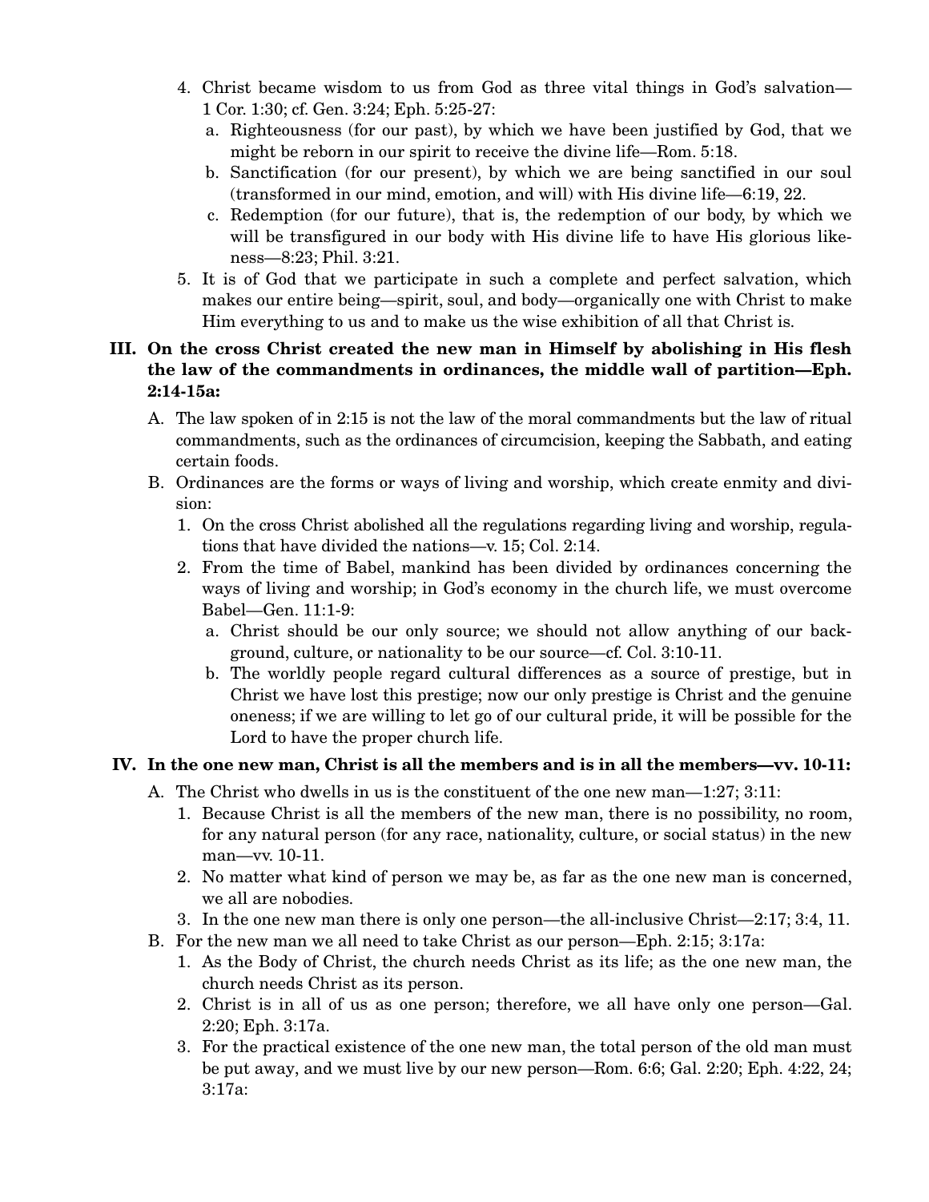4. Christ became wisdom to us from God as three vital things in God's salvation—1 Cor. 1:30; cf. Gen. 3:24; Eph. 5:25-27:
   a. Righteousness (for our past), by which we have been justified by God, that we might be reborn in our spirit to receive the divine life—Rom. 5:18.
   b. Sanctification (for our present), by which we are being sanctified in our soul (transformed in our mind, emotion, and will) with His divine life—6:19, 22.
   c. Redemption (for our future), that is, the redemption of our body, by which we will be transfigured in our body with His divine life to have His glorious likeness—8:23; Phil. 3:21.
5. It is of God that we participate in such a complete and perfect salvation, which makes our entire being—spirit, soul, and body—organically one with Christ to make Him everything to us and to make us the wise exhibition of all that Christ is.

**III. On the cross Christ created the new man in Himself by abolishing in His flesh the law of the commandments in ordinances, the middle wall of partition—Eph. 2:14-15a:**

A. The law spoken of in 2:15 is not the law of the moral commandments but the law of ritual commandments, such as the ordinances of circumcision, keeping the Sabbath, and eating certain foods.

B. Ordinances are the forms or ways of living and worship, which create enmity and division:
   1. On the cross Christ abolished all the regulations regarding living and worship, regulations that have divided the nations—v. 15; Col. 2:14.
   2. From the time of Babel, mankind has been divided by ordinances concerning the ways of living and worship; in God's economy in the church life, we must overcome Babel—Gen. 11:1-9:
      a. Christ should be our only source; we should not allow anything of our background, culture, or nationality to be our source—cf. Col. 3:10-11.
      b. The worldly people regard cultural differences as a source of prestige, but in Christ we have lost this prestige; now our only prestige is Christ and the genuine oneness; if we are willing to let go of our cultural pride, it will be possible for the Lord to have the proper church life.

**IV. In the one new man, Christ is all the members and is in all the members—vv. 10-11:**

A. The Christ who dwells in us is the constituent of the one new man—1:27; 3:11:
   1. Because Christ is all the members of the new man, there is no possibility, no room, for any natural person (for any race, nationality, culture, or social status) in the new man—vv. 10-11.
   2. No matter what kind of person we may be, as far as the one new man is concerned, we all are nobodies.
   3. In the one new man there is only one person—the all-inclusive Christ—2:17; 3:4, 11.

B. For the new man we all need to take Christ as our person—Eph. 2:15; 3:17a:
   1. As the Body of Christ, the church needs Christ as its life; as the one new man, the church needs Christ as its person.
   2. Christ is in all of us as one person; therefore, we all have only one person—Gal. 2:20; Eph. 3:17a.
   3. For the practical existence of the one new man, the total person of the old man must be put away, and we must live by our new person—Rom. 6:6; Gal. 2:20; Eph. 4:22, 24; 3:17a: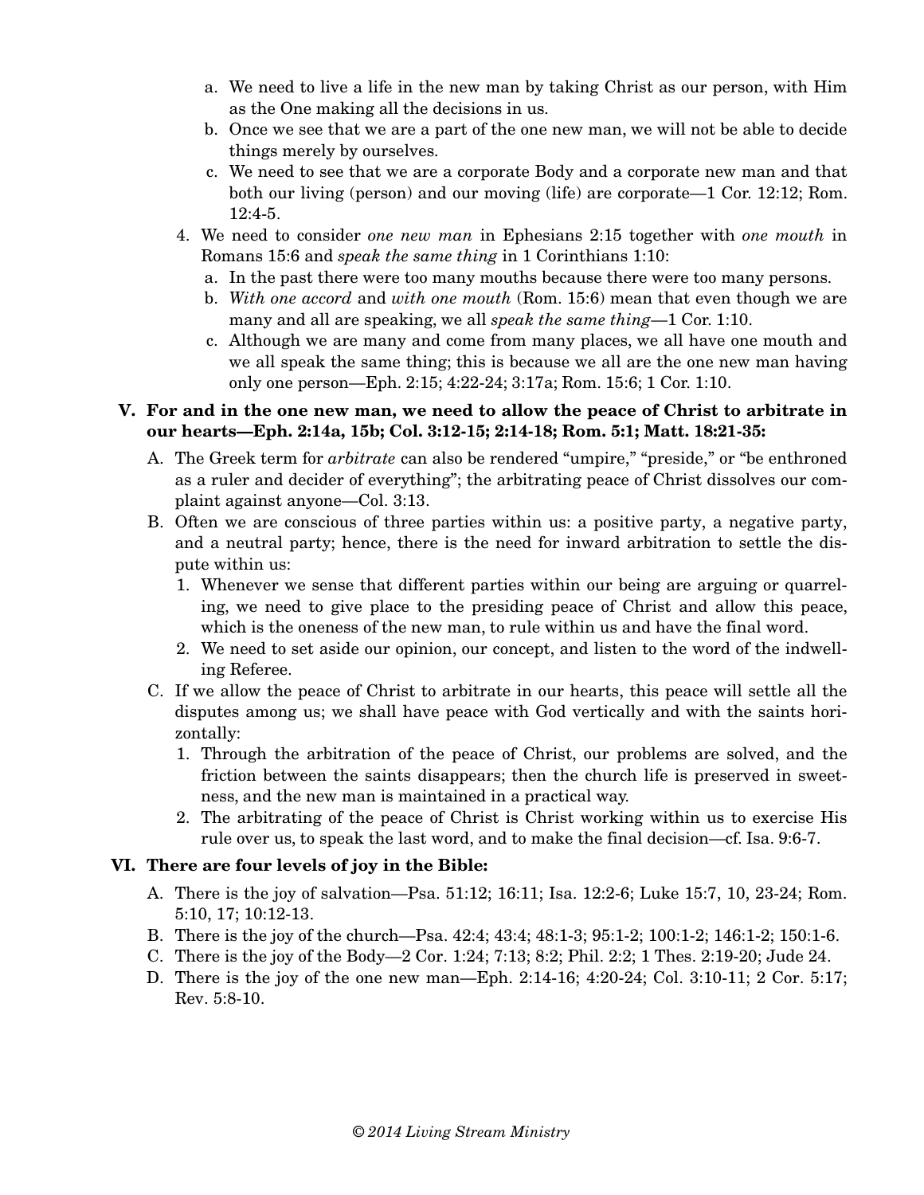a. We need to live a life in the new man by taking Christ as our person, with Him as the One making all the decisions in us.
   b. Once we see that we are a part of the one new man, we will not be able to decide things merely by ourselves.
   c. We need to see that we are a corporate Body and a corporate new man and that both our living (person) and our moving (life) are corporate—1 Cor. 12:12; Rom. 12:4-5.

4. We need to consider *one new man* in Ephesians 2:15 together with *one mouth* in Romans 15:6 and *speak the same thing* in 1 Corinthians 1:10:
   a. In the past there were too many mouths because there were too many persons.
   b. *With one accord* and *with one mouth* (Rom. 15:6) mean that even though we are many and all are speaking, we all *speak the same thing*—1 Cor. 1:10.
   c. Although we are many and come from many places, we all have one mouth and we all speak the same thing; this is because we all are the one new man having only one person—Eph. 2:15; 4:22-24; 3:17a; Rom. 15:6; 1 Cor. 1:10.

**V. For and in the one new man, we need to allow the peace of Christ to arbitrate in our hearts—Eph. 2:14a, 15b; Col. 3:12-15; 2:14-18; Rom. 5:1; Matt. 18:21-35:**

A. The Greek term for *arbitrate* can also be rendered "umpire," "preside," or "be enthroned as a ruler and decider of everything"; the arbitrating peace of Christ dissolves our complaint against anyone—Col. 3:13.

B. Often we are conscious of three parties within us: a positive party, a negative party, and a neutral party; hence, there is the need for inward arbitration to settle the dispute within us:
   1. Whenever we sense that different parties within our being are arguing or quarreling, we need to give place to the presiding peace of Christ and allow this peace, which is the oneness of the new man, to rule within us and have the final word.
   2. We need to set aside our opinion, our concept, and listen to the word of the indwelling Referee.

C. If we allow the peace of Christ to arbitrate in our hearts, this peace will settle all the disputes among us; we shall have peace with God vertically and with the saints horizontally:
   1. Through the arbitration of the peace of Christ, our problems are solved, and the friction between the saints disappears; then the church life is preserved in sweetness, and the new man is maintained in a practical way.
   2. The arbitrating of the peace of Christ is Christ working within us to exercise His rule over us, to speak the last word, and to make the final decision—cf. Isa. 9:6-7.

**VI. There are four levels of joy in the Bible:**

A. There is the joy of salvation—Psa. 51:12; 16:11; Isa. 12:2-6; Luke 15:7, 10, 23-24; Rom. 5:10, 17; 10:12-13.

B. There is the joy of the church—Psa. 42:4; 43:4; 48:1-3; 95:1-2; 100:1-2; 146:1-2; 150:1-6.

C. There is the joy of the Body—2 Cor. 1:24; 7:13; 8:2; Phil. 2:2; 1 Thes. 2:19-20; Jude 24.

D. There is the joy of the one new man—Eph. 2:14-16; 4:20-24; Col. 3:10-11; 2 Cor. 5:17; Rev. 5:8-10.

*© 2014 Living Stream Ministry*